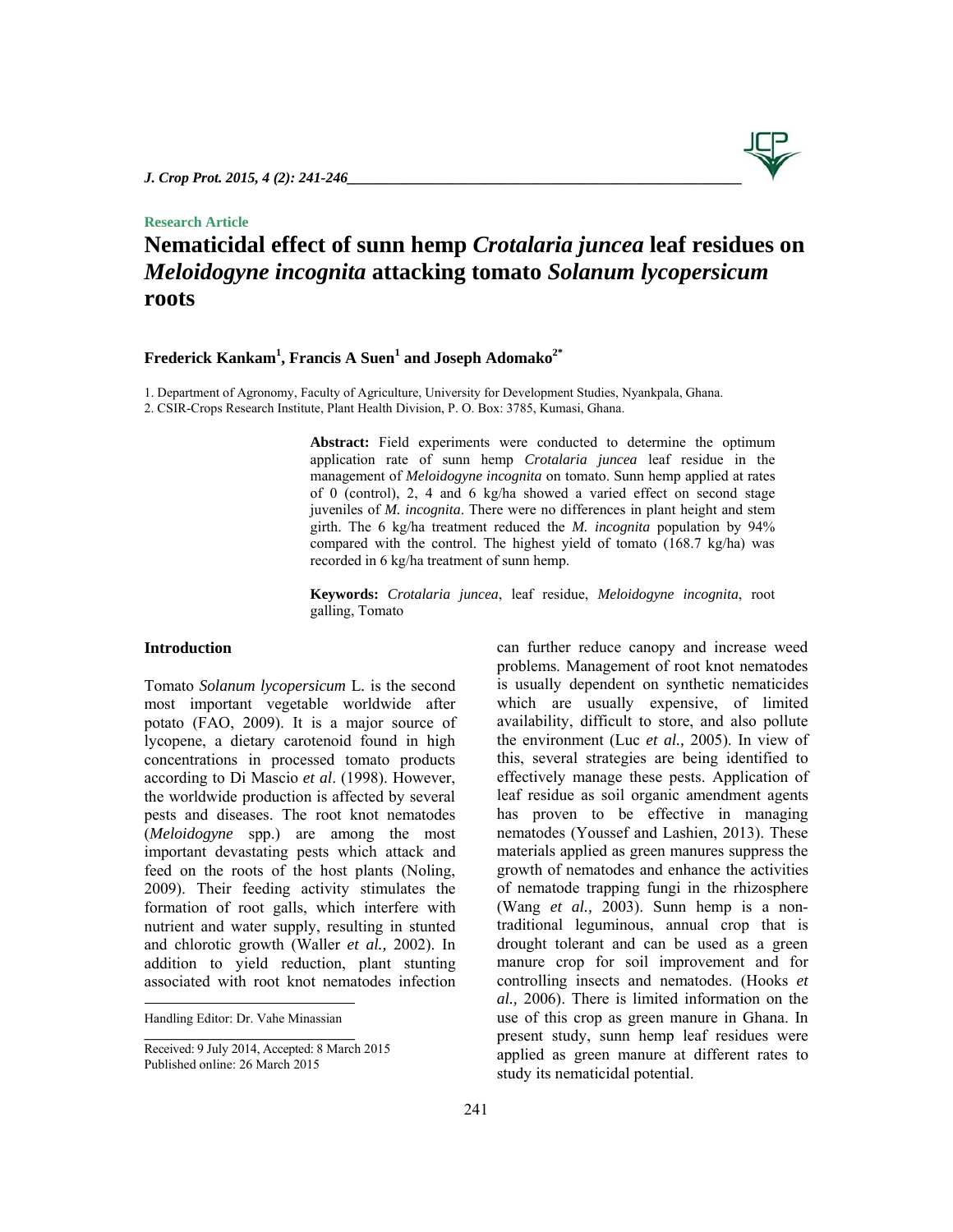Research Article

# Nematicidal effect of sunn hemp *Crotalaria juncea* leaf residues on *Meloidogyne incognita* attacking tomato *Solanum lycopersicum* roots

**Frederick Kankam[1], Francis A Suen[1] and Joseph Adomako[2*]**

1. Department of Agronomy, Faculty of Agriculture, University for Development Studies, Nyankpala, Ghana.
2. CSIR-Crops Research Institute, Plant Health Division, P. O. Box: 3785, Kumasi, Ghana.

**Abstract:** Field experiments were conducted to determine the optimum application rate of sunn hemp *Crotalaria juncea* leaf residue in the management of *Meloidogyne incognita* on tomato. Sunn hemp applied at rates of 0 (control), 2, 4 and 6 kg/ha showed a varied effect on second stage juveniles of *M. incognita*. There were no differences in plant height and stem girth. The 6 kg/ha treatment reduced the *M. incognita* population by 94% compared with the control. The highest yield of tomato (168.7 kg/ha) was recorded in 6 kg/ha treatment of sunn hemp.

**Keywords:** *Crotalaria juncea*, leaf residue, *Meloidogyne incognita*, root galling, Tomato

## Introduction

Tomato *Solanum lycopersicum* L. is the second most important vegetable worldwide after potato (FAO, 2009). It is a major source of lycopene, a dietary carotenoid found in high concentrations in processed tomato products according to Di Mascio *et al*. (1998). However, the worldwide production is affected by several pests and diseases. The root knot nematodes (*Meloidogyne* spp.) are among the most important devastating pests which attack and feed on the roots of the host plants (Noling, 2009). Their feeding activity stimulates the formation of root galls, which interfere with nutrient and water supply, resulting in stunted and chlorotic growth (Waller *et al.,* 2002). In addition to yield reduction, plant stunting associated with root knot nematodes infection can further reduce canopy and increase weed problems. Management of root knot nematodes is usually dependent on synthetic nematicides which are usually expensive, of limited availability, difficult to store, and also pollute the environment (Luc *et al.,* 2005). In view of this, several strategies are being identified to effectively manage these pests. Application of leaf residue as soil organic amendment agents has proven to be effective in managing nematodes (Youssef and Lashien, 2013). These materials applied as green manures suppress the growth of nematodes and enhance the activities of nematode trapping fungi in the rhizosphere (Wang *et al.,* 2003). Sunn hemp is a non-traditional leguminous, annual crop that is drought tolerant and can be used as a green manure crop for soil improvement and for controlling insects and nematodes. (Hooks *et al.,* 2006). There is limited information on the use of this crop as green manure in Ghana. In present study, sunn hemp leaf residues were applied as green manure at different rates to study its nematicidal potential.

Handling Editor: Dr. Vahe Minassian

Received: 9 July 2014, Accepted: 8 March 2015
Published online: 26 March 2015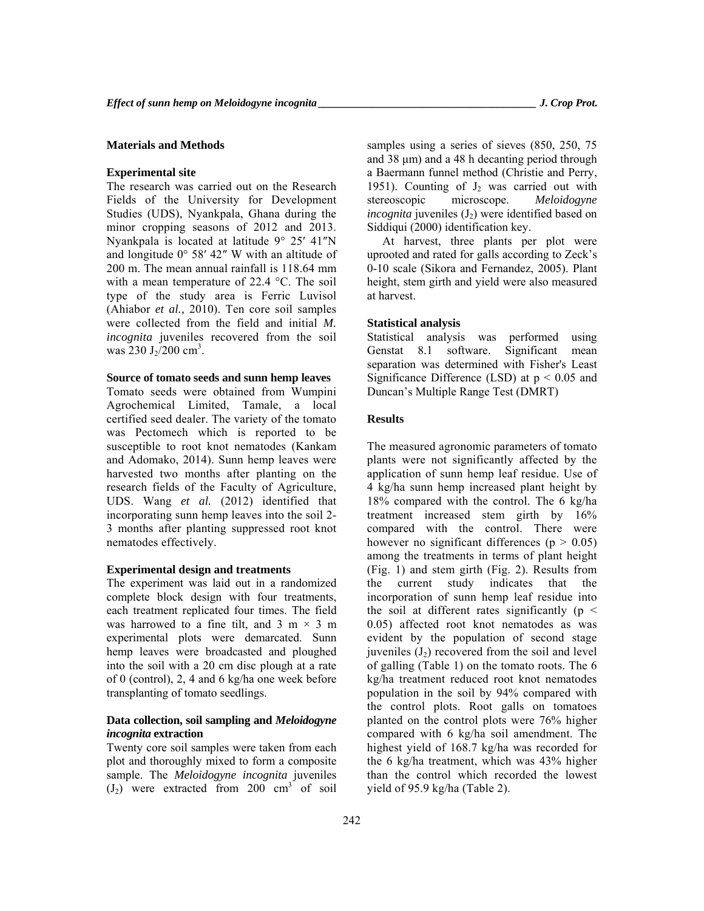## Materials and Methods

### Experimental site

The research was carried out on the Research Fields of the University for Development Studies (UDS), Nyankpala, Ghana during the minor cropping seasons of 2012 and 2013. Nyankpala is located at latitude 9° 25′ 41″N and longitude 0° 58′ 42″ W with an altitude of 200 m. The mean annual rainfall is 118.64 mm with a mean temperature of 22.4 °C. The soil type of the study area is Ferric Luvisol (Ahiabor *et al.,* 2010). Ten core soil samples were collected from the field and initial *M. incognita* juveniles recovered from the soil was 230 $J_2$/200 $cm^3$.

### Source of tomato seeds and sunn hemp leaves

Tomato seeds were obtained from Wumpini Agrochemical Limited, Tamale, a local certified seed dealer. The variety of the tomato was Pectomech which is reported to be susceptible to root knot nematodes (Kankam and Adomako, 2014). Sunn hemp leaves were harvested two months after planting on the research fields of the Faculty of Agriculture, UDS. Wang *et al.* (2012) identified that incorporating sunn hemp leaves into the soil 2-3 months after planting suppressed root knot nematodes effectively.

### Experimental design and treatments

The experiment was laid out in a randomized complete block design with four treatments, each treatment replicated four times. The field was harrowed to a fine tilt, and 3 m × 3 m experimental plots were demarcated. Sunn hemp leaves were broadcasted and ploughed into the soil with a 20 cm disc plough at a rate of 0 (control), 2, 4 and 6 kg/ha one week before transplanting of tomato seedlings.

### Data collection, soil sampling and *Meloidogyne incognita* extraction

Twenty core soil samples were taken from each plot and thoroughly mixed to form a composite sample. The *Meloidogyne incognita* juveniles ($J_2$) were extracted from 200 $cm^3$ of soil samples using a series of sieves (850, 250, 75 and 38 µm) and a 48 h decanting period through a Baermann funnel method (Christie and Perry, 1951). Counting of $J_2$ was carried out with stereoscopic microscope. *Meloidogyne incognita* juveniles ($J_2$) were identified based on Siddiqui (2000) identification key.

At harvest, three plants per plot were uprooted and rated for galls according to Zeck's 0-10 scale (Sikora and Fernandez, 2005). Plant height, stem girth and yield were also measured at harvest.

### Statistical analysis

Statistical analysis was performed using Genstat 8.1 software. Significant mean separation was determined with Fisher's Least Significance Difference (LSD) at $p < 0.05$ and Duncan's Multiple Range Test (DMRT)

## Results

The measured agronomic parameters of tomato plants were not significantly affected by the application of sunn hemp leaf residue. Use of 4 kg/ha sunn hemp increased plant height by 18% compared with the control. The 6 kg/ha treatment increased stem girth by 16% compared with the control. There were however no significant differences ($p > 0.05$) among the treatments in terms of plant height (Fig. 1) and stem girth (Fig. 2). Results from the current study indicates that the incorporation of sunn hemp leaf residue into the soil at different rates significantly ($p < 0.05$) affected root knot nematodes as was evident by the population of second stage juveniles ($J_2$) recovered from the soil and level of galling (Table 1) on the tomato roots. The 6 kg/ha treatment reduced root knot nematodes population in the soil by 94% compared with the control plots. Root galls on tomatoes planted on the control plots were 76% higher compared with 6 kg/ha soil amendment. The highest yield of 168.7 kg/ha was recorded for the 6 kg/ha treatment, which was 43% higher than the control which recorded the lowest yield of 95.9 kg/ha (Table 2).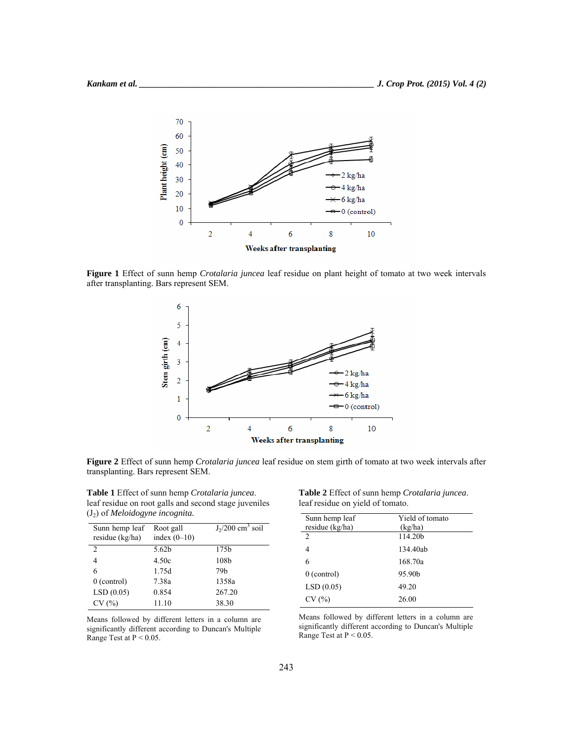**Figure 1** Effect of sunn hemp *Crotalaria juncea* leaf residue on plant height of tomato at two week intervals after transplanting. Bars represent SEM.

**Figure 2** Effect of sunn hemp *Crotalaria juncea* leaf residue on stem girth of tomato at two week intervals after transplanting. Bars represent SEM.

**Table 1** Effect of sunn hemp *Crotalaria juncea*. leaf residue on root galls and second stage juveniles ($J_2$) of *Meloidogyne incognita.*

| Sunn hemp leaf residue (kg/ha) | Root gall index (0–10) | $J_2$/200 $cm^3$ soil |
|---|---|---|
| 2 | 5.62b | 175b |
| 4 | 4.50c | 108b |
| 6 | 1.75d | 79b |
| 0 (control) | 7.38a | 1358a |
| LSD (0.05) | 0.854 | 267.20 |
| CV (%) | 11.10 | 38.30 |

Means followed by different letters in a column are significantly different according to Duncan's Multiple Range Test at P < 0.05.

**Table 2** Effect of sunn hemp *Crotalaria juncea*. leaf residue on yield of tomato.

| Sunn hemp leaf residue (kg/ha) | Yield of tomato (kg/ha) |
|---|---|
| 2 | 114.20b |
| 4 | 134.40ab |
| 6 | 168.70a |
| 0 (control) | 95.90b |
| LSD (0.05) | 49.20 |
| CV (%) | 26.00 |

Means followed by different letters in a column are significantly different according to Duncan's Multiple Range Test at P < 0.05.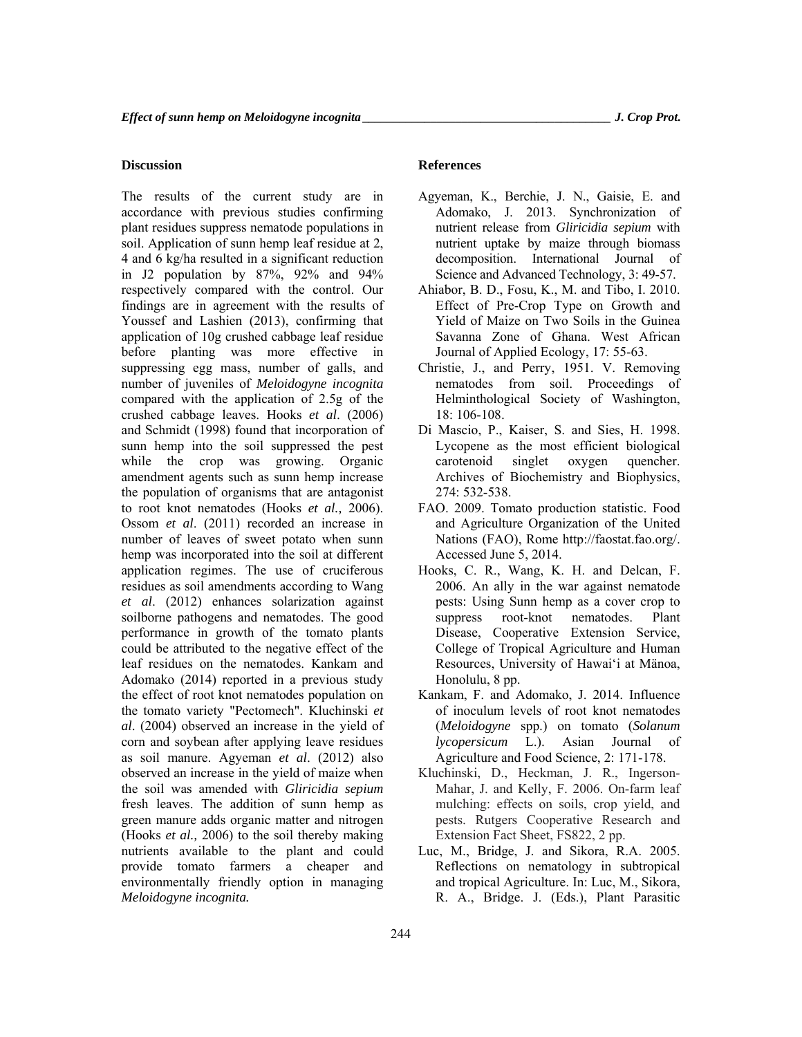## Discussion

The results of the current study are in accordance with previous studies confirming plant residues suppress nematode populations in soil. Application of sunn hemp leaf residue at 2, 4 and 6 kg/ha resulted in a significant reduction in J2 population by 87%, 92% and 94% respectively compared with the control. Our findings are in agreement with the results of Youssef and Lashien (2013), confirming that application of 10g crushed cabbage leaf residue before planting was more effective in suppressing egg mass, number of galls, and number of juveniles of *Meloidogyne incognita* compared with the application of 2.5g of the crushed cabbage leaves. Hooks *et al*. (2006) and Schmidt (1998) found that incorporation of sunn hemp into the soil suppressed the pest while the crop was growing. Organic amendment agents such as sunn hemp increase the population of organisms that are antagonist to root knot nematodes (Hooks *et al.,* 2006). Ossom *et al*. (2011) recorded an increase in number of leaves of sweet potato when sunn hemp was incorporated into the soil at different application regimes. The use of cruciferous residues as soil amendments according to Wang *et al*. (2012) enhances solarization against soilborne pathogens and nematodes. The good performance in growth of the tomato plants could be attributed to the negative effect of the leaf residues on the nematodes. Kankam and Adomako (2014) reported in a previous study the effect of root knot nematodes population on the tomato variety "Pectomech". Kluchinski *et al*. (2004) observed an increase in the yield of corn and soybean after applying leave residues as soil manure. Agyeman *et al*. (2012) also observed an increase in the yield of maize when the soil was amended with *Gliricidia sepium* fresh leaves. The addition of sunn hemp as green manure adds organic matter and nitrogen (Hooks *et al.,* 2006) to the soil thereby making nutrients available to the plant and could provide tomato farmers a cheaper and environmentally friendly option in managing *Meloidogyne incognita.*

## References

Agyeman, K., Berchie, J. N., Gaisie, E. and Adomako, J. 2013. Synchronization of nutrient release from *Gliricidia sepium* with nutrient uptake by maize through biomass decomposition. International Journal of Science and Advanced Technology, 3: 49-57.

Ahiabor, B. D., Fosu, K., M. and Tibo, I. 2010. Effect of Pre-Crop Type on Growth and Yield of Maize on Two Soils in the Guinea Savanna Zone of Ghana. West African Journal of Applied Ecology, 17: 55-63.

Christie, J., and Perry, 1951. V. Removing nematodes from soil. Proceedings of Helminthological Society of Washington, 18: 106-108.

Di Mascio, P., Kaiser, S. and Sies, H. 1998. Lycopene as the most efficient biological carotenoid singlet oxygen quencher. Archives of Biochemistry and Biophysics, 274: 532-538.

FAO. 2009. Tomato production statistic. Food and Agriculture Organization of the United Nations (FAO), Rome http://faostat.fao.org/. Accessed June 5, 2014.

Hooks, C. R., Wang, K. H. and Delcan, F. 2006. An ally in the war against nematode pests: Using Sunn hemp as a cover crop to suppress root-knot nematodes. Plant Disease, Cooperative Extension Service, College of Tropical Agriculture and Human Resources, University of Hawai'i at Mänoa, Honolulu, 8 pp.

Kankam, F. and Adomako, J. 2014. Influence of inoculum levels of root knot nematodes (*Meloidogyne* spp.) on tomato (*Solanum lycopersicum* L.). Asian Journal of Agriculture and Food Science, 2: 171-178.

Kluchinski, D., Heckman, J. R., Ingerson-Mahar, J. and Kelly, F. 2006. On-farm leaf mulching: effects on soils, crop yield, and pests. Rutgers Cooperative Research and Extension Fact Sheet, FS822, 2 pp.

Luc, M., Bridge, J. and Sikora, R.A. 2005. Reflections on nematology in subtropical and tropical Agriculture. In: Luc, M., Sikora, R. A., Bridge. J. (Eds.), Plant Parasitic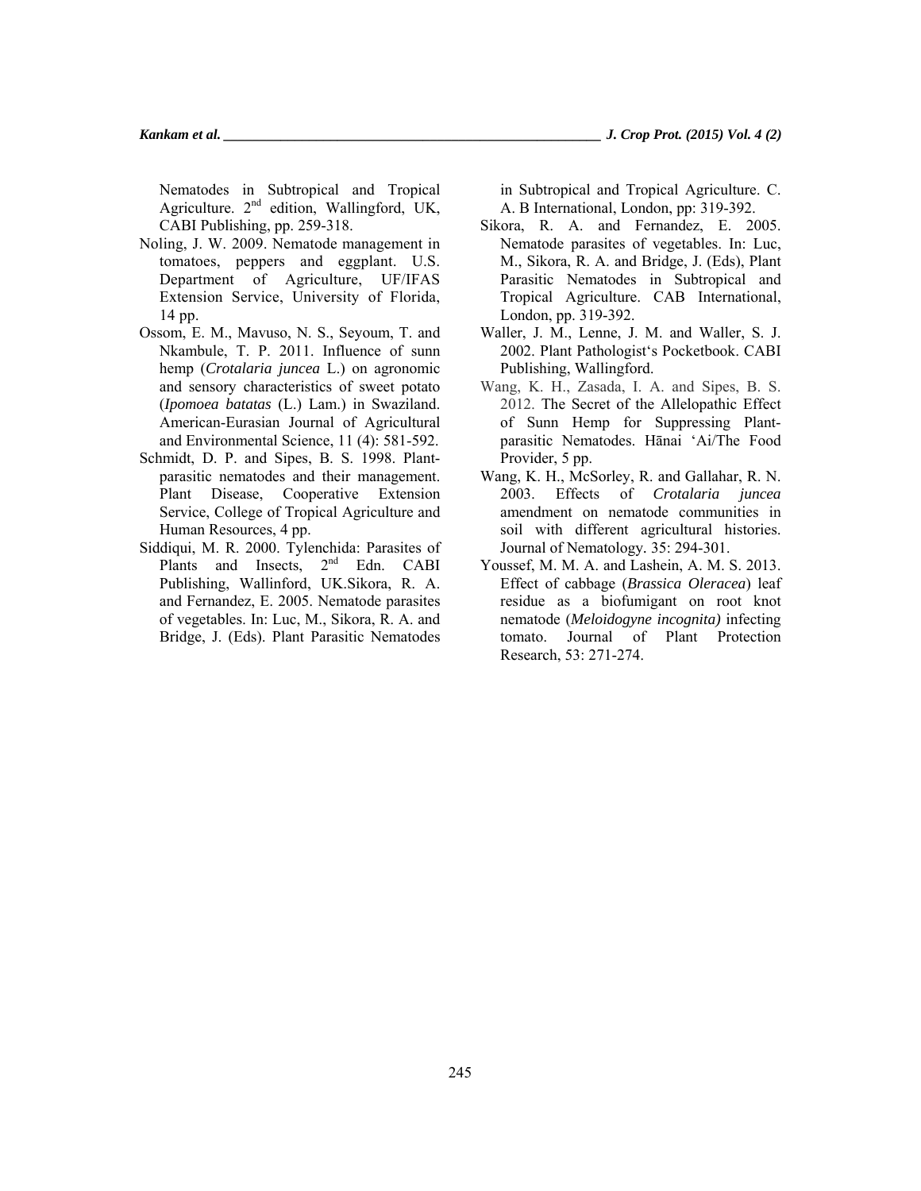Nematodes in Subtropical and Tropical Agriculture. 2nd edition, Wallingford, UK, CABI Publishing, pp. 259-318.

Noling, J. W. 2009. Nematode management in tomatoes, peppers and eggplant. U.S. Department of Agriculture, UF/IFAS Extension Service, University of Florida, 14 pp.

Ossom, E. M., Mavuso, N. S., Seyoum, T. and Nkambule, T. P. 2011. Influence of sunn hemp (*Crotalaria juncea* L.) on agronomic and sensory characteristics of sweet potato (*Ipomoea batatas* (L.) Lam.) in Swaziland. American-Eurasian Journal of Agricultural and Environmental Science, 11 (4): 581-592.

Schmidt, D. P. and Sipes, B. S. 1998. Plant-parasitic nematodes and their management. Plant Disease, Cooperative Extension Service, College of Tropical Agriculture and Human Resources, 4 pp.

Siddiqui, M. R. 2000. Tylenchida: Parasites of Plants and Insects, 2nd Edn. CABI Publishing, Wallinford, UK.Sikora, R. A. and Fernandez, E. 2005. Nematode parasites of vegetables. In: Luc, M., Sikora, R. A. and Bridge, J. (Eds). Plant Parasitic Nematodes in Subtropical and Tropical Agriculture. C. A. B International, London, pp: 319-392.

Sikora, R. A. and Fernandez, E. 2005. Nematode parasites of vegetables. In: Luc, M., Sikora, R. A. and Bridge, J. (Eds), Plant Parasitic Nematodes in Subtropical and Tropical Agriculture. CAB International, London, pp. 319-392.

Waller, J. M., Lenne, J. M. and Waller, S. J. 2002. Plant Pathologist's Pocketbook. CABI Publishing, Wallingford.

Wang, K. H., Zasada, I. A. and Sipes, B. S. 2012. The Secret of the Allelopathic Effect of Sunn Hemp for Suppressing Plant-parasitic Nematodes. Hānai 'Ai/The Food Provider, 5 pp.

Wang, K. H., McSorley, R. and Gallahar, R. N. 2003. Effects of *Crotalaria juncea* amendment on nematode communities in soil with different agricultural histories. Journal of Nematology. 35: 294-301.

Youssef, M. M. A. and Lashein, A. M. S. 2013. Effect of cabbage (*Brassica Oleracea*) leaf residue as a biofumigant on root knot nematode (*Meloidogyne incognita)* infecting tomato. Journal of Plant Protection Research, 53: 271-274.